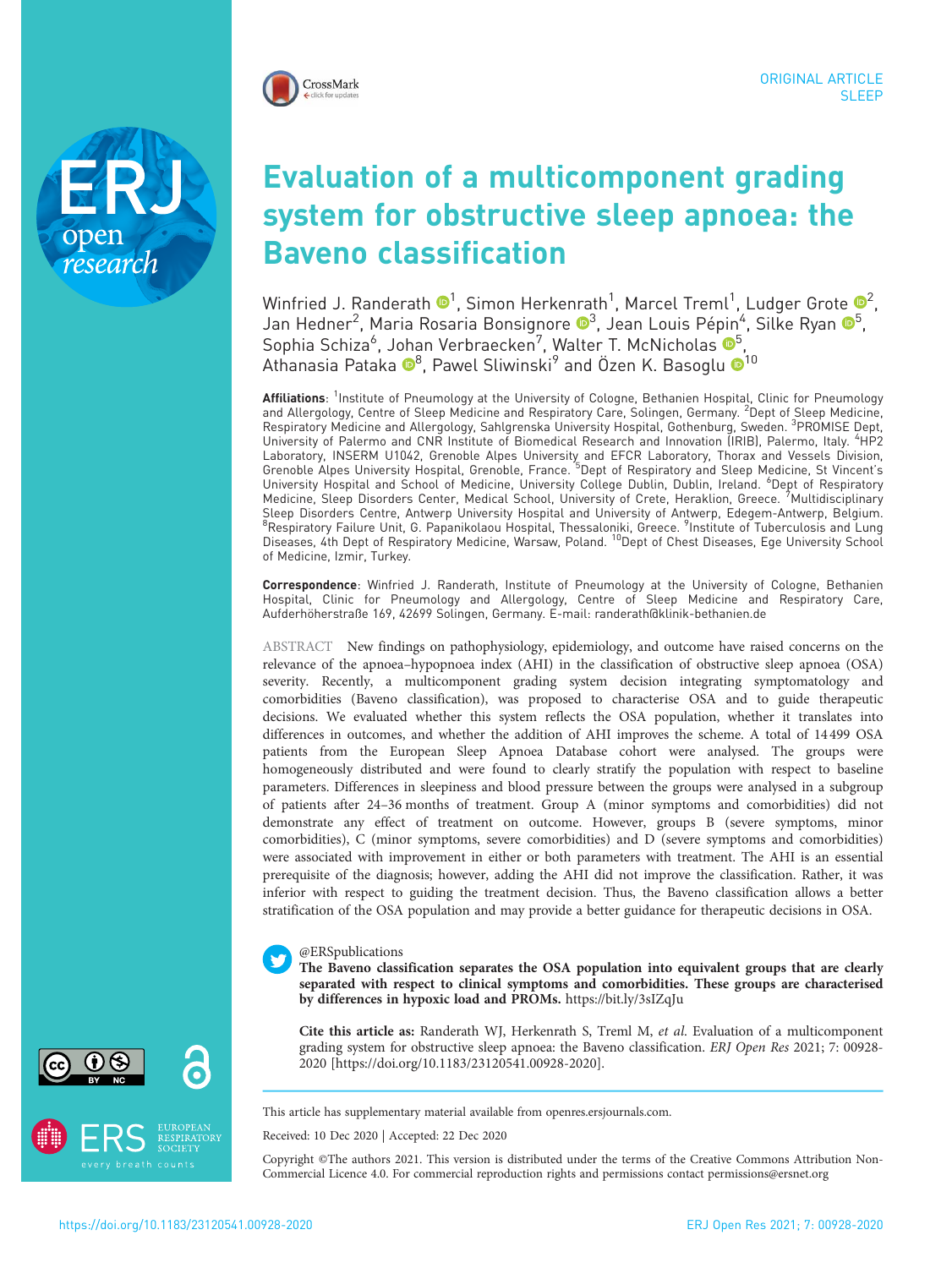ORIGINAL ARTICLE
SLEEP

# Evaluation of a multicomponent grading system for obstructive sleep apnoea: the Baveno classification

Winfried J. Randerath[1], Simon Herkenrath[1], Marcel Treml[1], Ludger Grote[2], Jan Hedner[2], Maria Rosaria Bonsignore[3], Jean Louis Pépin[4], Silke Ryan[5], Sophia Schiza[6], Johan Verbraecken[7], Walter T. McNicholas[5], Athanasia Pataka[8], Pawel Sliwinski[9] and Özen K. Basoglu[10]

**Affiliations**: [1]Institute of Pneumology at the University of Cologne, Bethanien Hospital, Clinic for Pneumology and Allergology, Centre of Sleep Medicine and Respiratory Care, Solingen, Germany. [2]Dept of Sleep Medicine, Respiratory Medicine and Allergology, Sahlgrenska University Hospital, Gothenburg, Sweden. [3]PROMISE Dept, University of Palermo and CNR Institute of Biomedical Research and Innovation (IRIB), Palermo, Italy. [4]HP2 Laboratory, INSERM U1042, Grenoble Alpes University and EFCR Laboratory, Thorax and Vessels Division, Grenoble Alpes University Hospital, Grenoble, France. [5]Dept of Respiratory and Sleep Medicine, St Vincent's University Hospital and School of Medicine, University College Dublin, Dublin, Ireland. [6]Dept of Respiratory Medicine, Sleep Disorders Center, Medical School, University of Crete, Heraklion, Greece. [7]Multidisciplinary Sleep Disorders Centre, Antwerp University Hospital and University of Antwerp, Edegem-Antwerp, Belgium. [8]Respiratory Failure Unit, G. Papanikolaou Hospital, Thessaloniki, Greece. [9]Institute of Tuberculosis and Lung Diseases, 4th Dept of Respiratory Medicine, Warsaw, Poland. [10]Dept of Chest Diseases, Ege University School of Medicine, Izmir, Turkey.

**Correspondence**: Winfried J. Randerath, Institute of Pneumology at the University of Cologne, Bethanien Hospital, Clinic for Pneumology and Allergology, Centre of Sleep Medicine and Respiratory Care, Aufderhöherstraße 169, 42699 Solingen, Germany. E-mail: randerath@klinik-bethanien.de

ABSTRACT New findings on pathophysiology, epidemiology, and outcome have raised concerns on the relevance of the apnoea–hypopnoea index (AHI) in the classification of obstructive sleep apnoea (OSA) severity. Recently, a multicomponent grading system decision integrating symptomatology and comorbidities (Baveno classification), was proposed to characterise OSA and to guide therapeutic decisions. We evaluated whether this system reflects the OSA population, whether it translates into differences in outcomes, and whether the addition of AHI improves the scheme. A total of 14 499 OSA patients from the European Sleep Apnoea Database cohort were analysed. The groups were homogeneously distributed and were found to clearly stratify the population with respect to baseline parameters. Differences in sleepiness and blood pressure between the groups were analysed in a subgroup of patients after 24–36 months of treatment. Group A (minor symptoms and comorbidities) did not demonstrate any effect of treatment on outcome. However, groups B (severe symptoms, minor comorbidities), C (minor symptoms, severe comorbidities) and D (severe symptoms and comorbidities) were associated with improvement in either or both parameters with treatment. The AHI is an essential prerequisite of the diagnosis; however, adding the AHI did not improve the classification. Rather, it was inferior with respect to guiding the treatment decision. Thus, the Baveno classification allows a better stratification of the OSA population and may provide a better guidance for therapeutic decisions in OSA.

@ERSpublications
**The Baveno classification separates the OSA population into equivalent groups that are clearly separated with respect to clinical symptoms and comorbidities. These groups are characterised by differences in hypoxic load and PROMs.** https://bit.ly/3sIZqJu

**Cite this article as:** Randerath WJ, Herkenrath S, Treml M, *et al.* Evaluation of a multicomponent grading system for obstructive sleep apnoea: the Baveno classification. *ERJ Open Res* 2021; 7: 00928-2020 [https://doi.org/10.1183/23120541.00928-2020].

This article has supplementary material available from openres.ersjournals.com.

Received: 10 Dec 2020 | Accepted: 22 Dec 2020

Copyright ©The authors 2021. This version is distributed under the terms of the Creative Commons Attribution Non-Commercial Licence 4.0. For commercial reproduction rights and permissions contact permissions@ersnet.org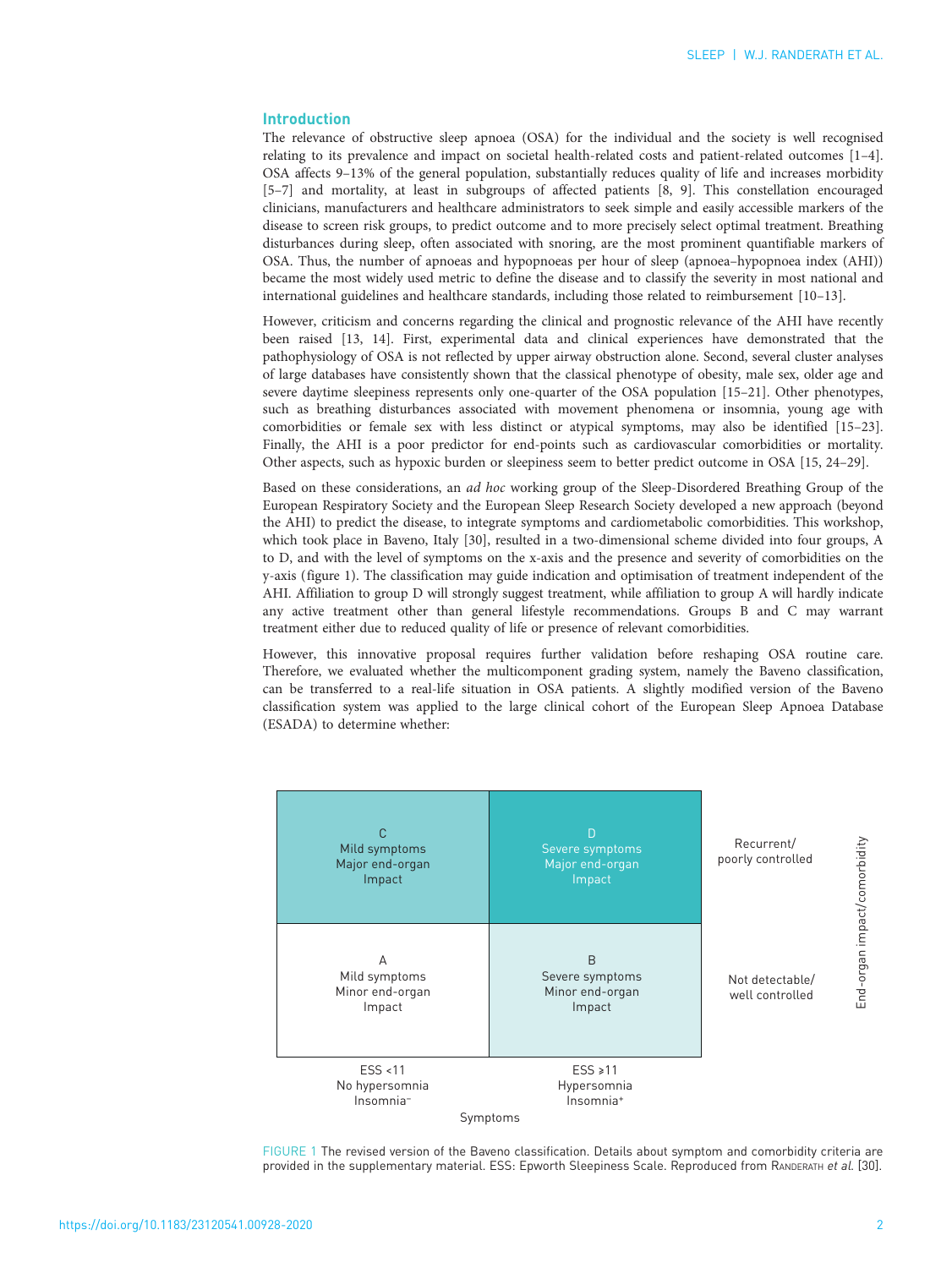## Introduction

The relevance of obstructive sleep apnoea (OSA) for the individual and the society is well recognised relating to its prevalence and impact on societal health-related costs and patient-related outcomes [1–4]. OSA affects 9–13% of the general population, substantially reduces quality of life and increases morbidity [5–7] and mortality, at least in subgroups of affected patients [8, 9]. This constellation encouraged clinicians, manufacturers and healthcare administrators to seek simple and easily accessible markers of the disease to screen risk groups, to predict outcome and to more precisely select optimal treatment. Breathing disturbances during sleep, often associated with snoring, are the most prominent quantifiable markers of OSA. Thus, the number of apnoeas and hypopnoeas per hour of sleep (apnoea–hypopnoea index (AHI)) became the most widely used metric to define the disease and to classify the severity in most national and international guidelines and healthcare standards, including those related to reimbursement [10–13].

However, criticism and concerns regarding the clinical and prognostic relevance of the AHI have recently been raised [13, 14]. First, experimental data and clinical experiences have demonstrated that the pathophysiology of OSA is not reflected by upper airway obstruction alone. Second, several cluster analyses of large databases have consistently shown that the classical phenotype of obesity, male sex, older age and severe daytime sleepiness represents only one-quarter of the OSA population [15–21]. Other phenotypes, such as breathing disturbances associated with movement phenomena or insomnia, young age with comorbidities or female sex with less distinct or atypical symptoms, may also be identified [15–23]. Finally, the AHI is a poor predictor for end-points such as cardiovascular comorbidities or mortality. Other aspects, such as hypoxic burden or sleepiness seem to better predict outcome in OSA [15, 24–29].

Based on these considerations, an *ad hoc* working group of the Sleep-Disordered Breathing Group of the European Respiratory Society and the European Sleep Research Society developed a new approach (beyond the AHI) to predict the disease, to integrate symptoms and cardiometabolic comorbidities. This workshop, which took place in Baveno, Italy [30], resulted in a two-dimensional scheme divided into four groups, A to D, and with the level of symptoms on the x-axis and the presence and severity of comorbidities on the y-axis (figure 1). The classification may guide indication and optimisation of treatment independent of the AHI. Affiliation to group D will strongly suggest treatment, while affiliation to group A will hardly indicate any active treatment other than general lifestyle recommendations. Groups B and C may warrant treatment either due to reduced quality of life or presence of relevant comorbidities.

However, this innovative proposal requires further validation before reshaping OSA routine care. Therefore, we evaluated whether the multicomponent grading system, namely the Baveno classification, can be transferred to a real-life situation in OSA patients. A slightly modified version of the Baveno classification system was applied to the large clinical cohort of the European Sleep Apnoea Database (ESADA) to determine whether:

| | ESS <11<br>No hypersomnia<br>Insomnia⁻ | ESS ≥11<br>Hypersomnia<br>Insomnia⁺ | End-organ impact/comorbidity |
|---|---|---|---|
| | C<br>Mild symptoms<br>Major end-organ Impact | D<br>Severe symptoms<br>Major end-organ Impact | Recurrent/ poorly controlled |
| | A<br>Mild symptoms<br>Minor end-organ Impact | B<br>Severe symptoms<br>Minor end-organ Impact | Not detectable/ well controlled |
| | Symptoms | | |

FIGURE 1 The revised version of the Baveno classification. Details about symptom and comorbidity criteria are provided in the supplementary material. ESS: Epworth Sleepiness Scale. Reproduced from RANDERATH *et al.* [30].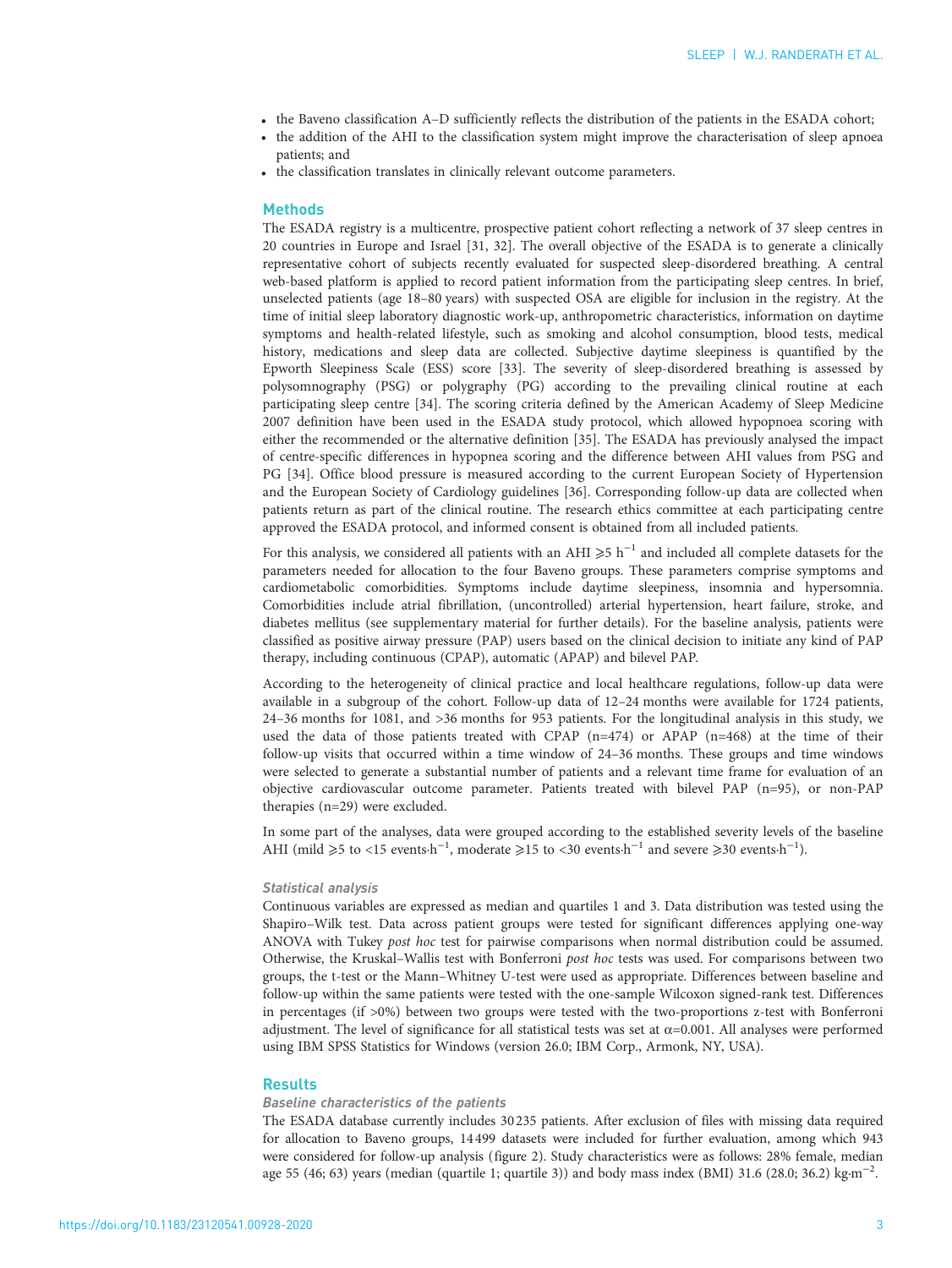- the Baveno classification A–D sufficiently reflects the distribution of the patients in the ESADA cohort;
- the addition of the AHI to the classification system might improve the characterisation of sleep apnoea patients; and
- the classification translates in clinically relevant outcome parameters.

## Methods

The ESADA registry is a multicentre, prospective patient cohort reflecting a network of 37 sleep centres in 20 countries in Europe and Israel [31, 32]. The overall objective of the ESADA is to generate a clinically representative cohort of subjects recently evaluated for suspected sleep-disordered breathing. A central web-based platform is applied to record patient information from the participating sleep centres. In brief, unselected patients (age 18–80 years) with suspected OSA are eligible for inclusion in the registry. At the time of initial sleep laboratory diagnostic work-up, anthropometric characteristics, information on daytime symptoms and health-related lifestyle, such as smoking and alcohol consumption, blood tests, medical history, medications and sleep data are collected. Subjective daytime sleepiness is quantified by the Epworth Sleepiness Scale (ESS) score [33]. The severity of sleep-disordered breathing is assessed by polysomnography (PSG) or polygraphy (PG) according to the prevailing clinical routine at each participating sleep centre [34]. The scoring criteria defined by the American Academy of Sleep Medicine 2007 definition have been used in the ESADA study protocol, which allowed hypopnoea scoring with either the recommended or the alternative definition [35]. The ESADA has previously analysed the impact of centre-specific differences in hypopnea scoring and the difference between AHI values from PSG and PG [34]. Office blood pressure is measured according to the current European Society of Hypertension and the European Society of Cardiology guidelines [36]. Corresponding follow-up data are collected when patients return as part of the clinical routine. The research ethics committee at each participating centre approved the ESADA protocol, and informed consent is obtained from all included patients.

For this analysis, we considered all patients with an AHI $\geqslant 5\ \mathrm{h}^{-1}$ and included all complete datasets for the parameters needed for allocation to the four Baveno groups. These parameters comprise symptoms and cardiometabolic comorbidities. Symptoms include daytime sleepiness, insomnia and hypersomnia. Comorbidities include atrial fibrillation, (uncontrolled) arterial hypertension, heart failure, stroke, and diabetes mellitus (see supplementary material for further details). For the baseline analysis, patients were classified as positive airway pressure (PAP) users based on the clinical decision to initiate any kind of PAP therapy, including continuous (CPAP), automatic (APAP) and bilevel PAP.

According to the heterogeneity of clinical practice and local healthcare regulations, follow-up data were available in a subgroup of the cohort. Follow-up data of 12–24 months were available for 1724 patients, 24–36 months for 1081, and >36 months for 953 patients. For the longitudinal analysis in this study, we used the data of those patients treated with CPAP (n=474) or APAP (n=468) at the time of their follow-up visits that occurred within a time window of 24–36 months. These groups and time windows were selected to generate a substantial number of patients and a relevant time frame for evaluation of an objective cardiovascular outcome parameter. Patients treated with bilevel PAP (n=95), or non-PAP therapies (n=29) were excluded.

In some part of the analyses, data were grouped according to the established severity levels of the baseline AHI (mild $\geqslant$5 to <15 events$\cdot$h$^{-1}$, moderate $\geqslant$15 to <30 events$\cdot$h$^{-1}$ and severe $\geqslant$30 events$\cdot$h$^{-1}$).

### Statistical analysis

Continuous variables are expressed as median and quartiles 1 and 3. Data distribution was tested using the Shapiro–Wilk test. Data across patient groups were tested for significant differences applying one-way ANOVA with Tukey *post hoc* test for pairwise comparisons when normal distribution could be assumed. Otherwise, the Kruskal–Wallis test with Bonferroni *post hoc* tests was used. For comparisons between two groups, the t-test or the Mann–Whitney U-test were used as appropriate. Differences between baseline and follow-up within the same patients were tested with the one-sample Wilcoxon signed-rank test. Differences in percentages (if >0%) between two groups were tested with the two-proportions z-test with Bonferroni adjustment. The level of significance for all statistical tests was set at $\alpha$=0.001. All analyses were performed using IBM SPSS Statistics for Windows (version 26.0; IBM Corp., Armonk, NY, USA).

## Results

### Baseline characteristics of the patients

The ESADA database currently includes 30 235 patients. After exclusion of files with missing data required for allocation to Baveno groups, 14 499 datasets were included for further evaluation, among which 943 were considered for follow-up analysis (figure 2). Study characteristics were as follows: 28% female, median age 55 (46; 63) years (median (quartile 1; quartile 3)) and body mass index (BMI) 31.6 (28.0; 36.2) kg$\cdot$m$^{-2}$.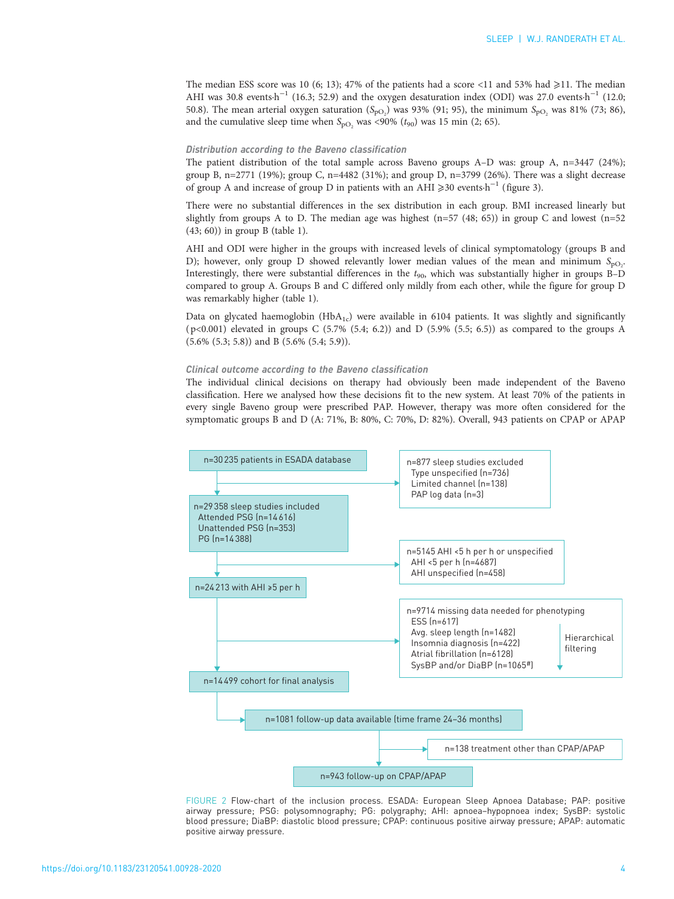The median ESS score was 10 (6; 13); 47% of the patients had a score <11 and 53% had ⩾11. The median AHI was 30.8 events·h$^{-1}$ (16.3; 52.9) and the oxygen desaturation index (ODI) was 27.0 events·h$^{-1}$ (12.0; 50.8). The mean arterial oxygen saturation ($S_{pO_2}$) was 93% (91; 95), the minimum $S_{pO_2}$ was 81% (73; 86), and the cumulative sleep time when $S_{pO_2}$ was <90% ($t_{90}$) was 15 min (2; 65).

### Distribution according to the Baveno classification

The patient distribution of the total sample across Baveno groups A–D was: group A, n=3447 (24%); group B, n=2771 (19%); group C, n=4482 (31%); and group D, n=3799 (26%). There was a slight decrease of group A and increase of group D in patients with an AHI ⩾30 events·h$^{-1}$ (figure 3).

There were no substantial differences in the sex distribution in each group. BMI increased linearly but slightly from groups A to D. The median age was highest (n=57 (48; 65)) in group C and lowest (n=52 (43; 60)) in group B (table 1).

AHI and ODI were higher in the groups with increased levels of clinical symptomatology (groups B and D); however, only group D showed relevantly lower median values of the mean and minimum $S_{pO_2}$. Interestingly, there were substantial differences in the $t_{90}$, which was substantially higher in groups B–D compared to group A. Groups B and C differed only mildly from each other, while the figure for group D was remarkably higher (table 1).

Data on glycated haemoglobin ($HbA_{1c}$) were available in 6104 patients. It was slightly and significantly ($p<0.001$) elevated in groups C (5.7% (5.4; 6.2)) and D (5.9% (5.5; 6.5)) as compared to the groups A (5.6% (5.3; 5.8)) and B (5.6% (5.4; 5.9)).

### Clinical outcome according to the Baveno classification

The individual clinical decisions on therapy had obviously been made independent of the Baveno classification. Here we analysed how these decisions fit to the new system. At least 70% of the patients in every single Baveno group were prescribed PAP. However, therapy was more often considered for the symptomatic groups B and D (A: 71%, B: 80%, C: 70%, D: 82%). Overall, 943 patients on CPAP or APAP

n=30 235 patients in ESADA database
→ n=877 sleep studies excluded: Type unspecified (n=736); Limited channel (n=138); PAP log data (n=3)

n=29 358 sleep studies included: Attended PSG (n=14 616); Unattended PSG (n=353); PG (n=14 388)
→ n=5145 AHI <5 h per h or unspecified: AHI <5 per h (n=4687); AHI unspecified (n=458)

n=24 213 with AHI ⩾5 per h
→ n=9714 missing data needed for phenotyping (Hierarchical filtering): ESS (n=617); Avg. sleep length (n=1482); Insomnia diagnosis (n=422); Atrial fibrillation (n=6128); SysBP and/or DiaBP (n=1065#)

n=14 499 cohort for final analysis

n=1081 follow-up data available (time frame 24–36 months)
→ n=138 treatment other than CPAP/APAP

n=943 follow-up on CPAP/APAP

FIGURE 2 Flow-chart of the inclusion process. ESADA: European Sleep Apnoea Database; PAP: positive airway pressure; PSG: polysomnography; PG: polygraphy; AHI: apnoea–hypopnoea index; SysBP: systolic blood pressure; DiaBP: diastolic blood pressure; CPAP: continuous positive airway pressure; APAP: automatic positive airway pressure.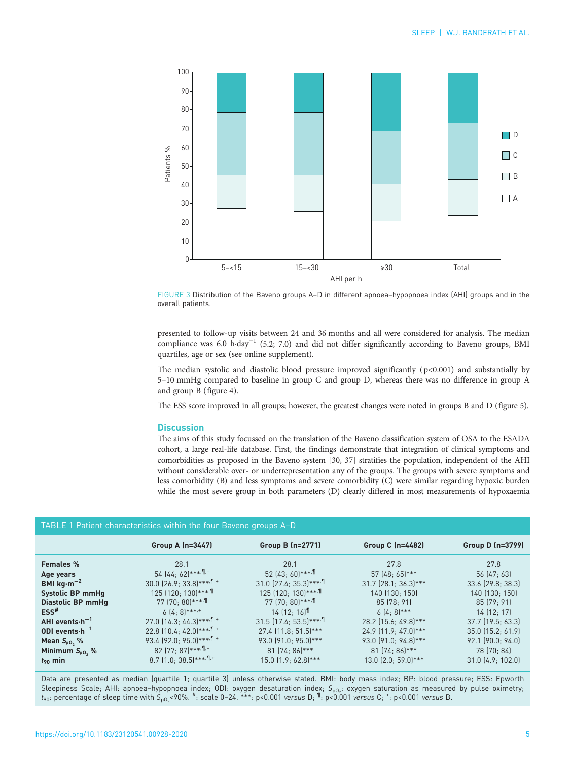FIGURE 3 Distribution of the Baveno groups A–D in different apnoea–hypopnoea index (AHI) groups and in the overall patients.

presented to follow-up visits between 24 and 36 months and all were considered for analysis. The median compliance was 6.0 h·day$^{-1}$ (5.2; 7.0) and did not differ significantly according to Baveno groups, BMI quartiles, age or sex (see online supplement).

The median systolic and diastolic blood pressure improved significantly (p<0.001) and substantially by 5–10 mmHg compared to baseline in group C and group D, whereas there was no difference in group A and group B (figure 4).

The ESS score improved in all groups; however, the greatest changes were noted in groups B and D (figure 5).

## Discussion

The aims of this study focussed on the translation of the Baveno classification system of OSA to the ESADA cohort, a large real-life database. First, the findings demonstrate that integration of clinical symptoms and comorbidities as proposed in the Baveno system [30, 37] stratifies the population, independent of the AHI without considerable over- or underrepresentation any of the groups. The groups with severe symptoms and less comorbidity (B) and less symptoms and severe comorbidity (C) were similar regarding hypoxic burden while the most severe group in both parameters (D) clearly differed in most measurements of hypoxaemia

TABLE 1 Patient characteristics within the four Baveno groups A–D

| | Group A (n=3447) | Group B (n=2771) | Group C (n=4482) | Group D (n=3799) |
|---|---|---|---|---|
| **Females %** | 28.1 | 28.1 | 27.8 | 27.8 |
| **Age years** | 54 (44; 62)***,¶,+ | 52 (43; 60)***,¶ | 57 (48; 65)*** | 56 (47; 63) |
| **BMI kg·m$^{-2}$** | 30.0 (26.9; 33.8)***,¶,+ | 31.0 (27.4; 35.3)***,¶ | 31.7 (28.1; 36.3)*** | 33.6 (29.8; 38.3) |
| **Systolic BP mmHg** | 125 (120; 130)***,¶ | 125 (120; 130)***,¶ | 140 (130; 150) | 140 (130; 150) |
| **Diastolic BP mmHg** | 77 (70; 80)***,¶ | 77 (70; 80)***,¶ | 85 (78; 91) | 85 (79; 91) |
| **ESS#** | 6 (4; 8)***,+ | 14 (12; 16)¶ | 6 (4; 8)*** | 14 (12; 17) |
| **AHI events·h$^{-1}$** | 27.0 (14.3; 44.3)***,¶,+ | 31.5 (17.4; 53.5)***,¶ | 28.2 (15.6; 49.8)*** | 37.7 (19.5; 63.3) |
| **ODI events·h$^{-1}$** | 22.8 (10.4; 42.0)***,¶,+ | 27.4 (11.8; 51.5)*** | 24.9 (11.9; 47.0)*** | 35.0 (15.2; 61.9) |
| **Mean $S_{pO_2}$ %** | 93.4 (92.0; 95.0)***,¶,+ | 93.0 (91.0; 95.0)*** | 93.0 (91.0; 94.8)*** | 92.1 (90.0; 94.0) |
| **Minimum $S_{pO_2}$ %** | 82 (77; 87)***,¶,+ | 81 (74; 86)*** | 81 (74; 86)*** | 78 (70; 84) |
| **$t_{90}$ min** | 8.7 (1.0; 38.5)***,¶,+ | 15.0 (1.9; 62.8)*** | 13.0 (2.0; 59.0)*** | 31.0 (4.9; 102.0) |

Data are presented as median (quartile 1; quartile 3) unless otherwise stated. BMI: body mass index; BP: blood pressure; ESS: Epworth Sleepiness Scale; AHI: apnoea–hypopnoea index; ODI: oxygen desaturation index; $S_{pO_2}$: oxygen saturation as measured by pulse oximetry; $t_{90}$: percentage of sleep time with $S_{pO_2}$<90%. #: scale 0–24. ***: p<0.001 *versus* D; ¶: p<0.001 *versus* C; +: p<0.001 *versus* B.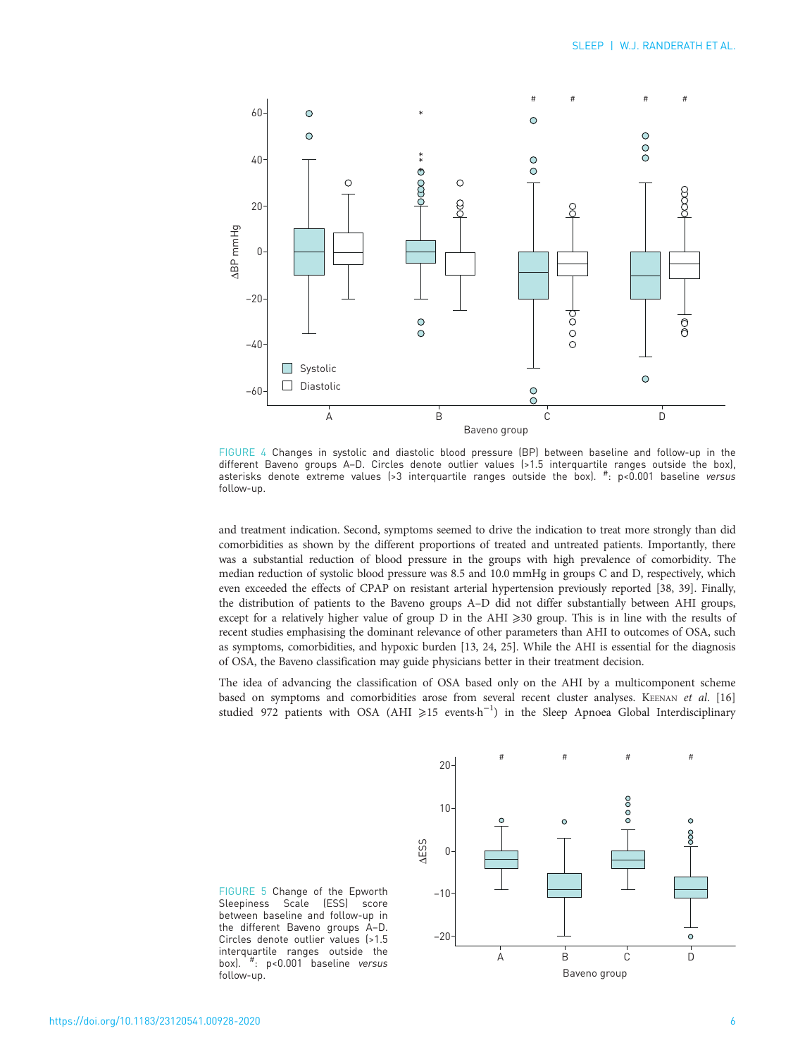FIGURE 4 Changes in systolic and diastolic blood pressure (BP) between baseline and follow-up in the different Baveno groups A–D. Circles denote outlier values (>1.5 interquartile ranges outside the box), asterisks denote extreme values (>3 interquartile ranges outside the box). #: p<0.001 baseline *versus* follow-up.

and treatment indication. Second, symptoms seemed to drive the indication to treat more strongly than did comorbidities as shown by the different proportions of treated and untreated patients. Importantly, there was a substantial reduction of blood pressure in the groups with high prevalence of comorbidity. The median reduction of systolic blood pressure was 8.5 and 10.0 mmHg in groups C and D, respectively, which even exceeded the effects of CPAP on resistant arterial hypertension previously reported [38, 39]. Finally, the distribution of patients to the Baveno groups A–D did not differ substantially between AHI groups, except for a relatively higher value of group D in the AHI ⩾30 group. This is in line with the results of recent studies emphasising the dominant relevance of other parameters than AHI to outcomes of OSA, such as symptoms, comorbidities, and hypoxic burden [13, 24, 25]. While the AHI is essential for the diagnosis of OSA, the Baveno classification may guide physicians better in their treatment decision.

The idea of advancing the classification of OSA based only on the AHI by a multicomponent scheme based on symptoms and comorbidities arose from several recent cluster analyses. Keenan *et al.* [16] studied 972 patients with OSA (AHI ⩾15 events·$h^{-1}$) in the Sleep Apnoea Global Interdisciplinary

FIGURE 5 Change of the Epworth Sleepiness Scale (ESS) score between baseline and follow-up in the different Baveno groups A–D. Circles denote outlier values (>1.5 interquartile ranges outside the box). #: p<0.001 baseline *versus* follow-up.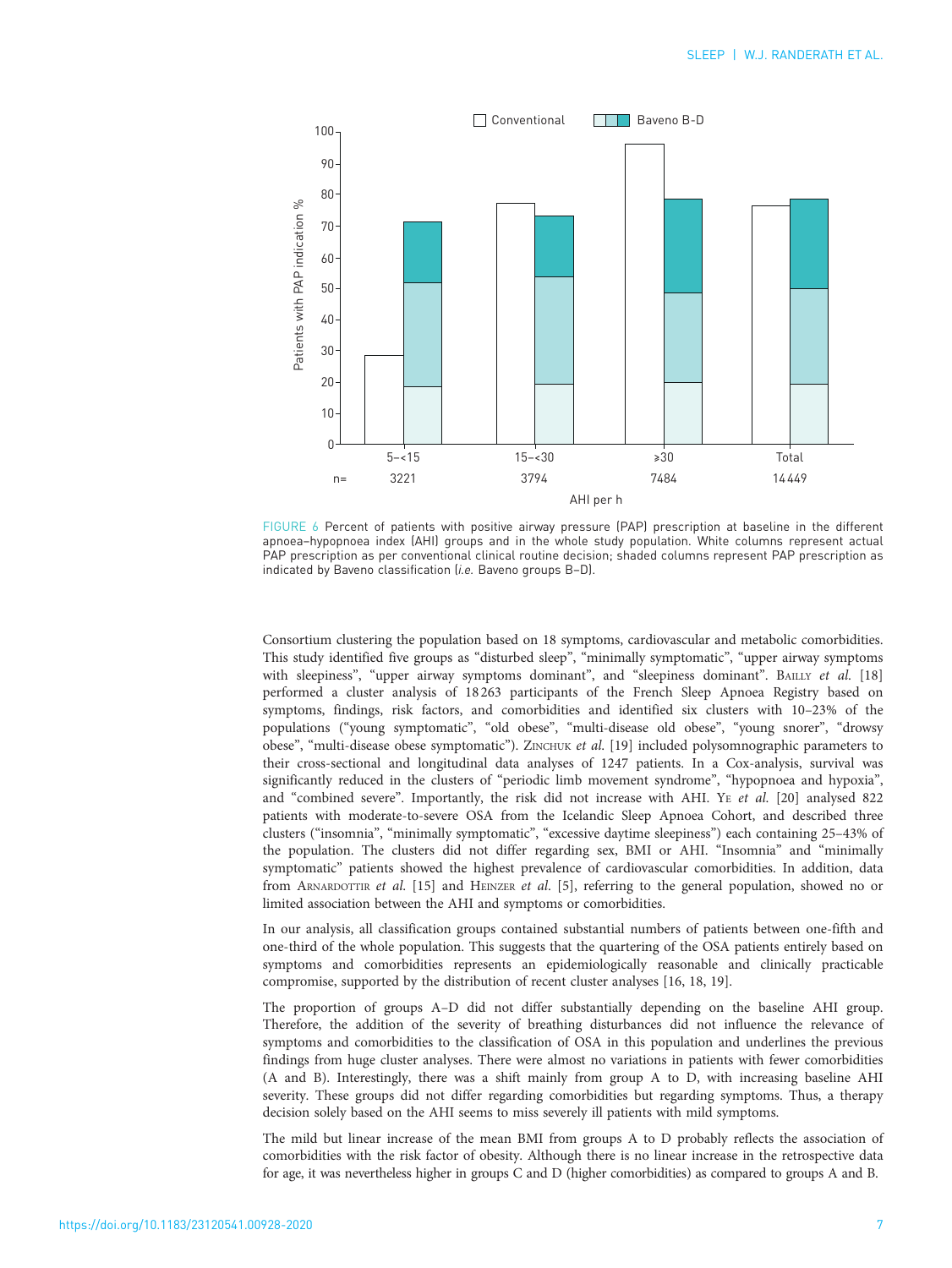FIGURE 6 Percent of patients with positive airway pressure (PAP) prescription at baseline in the different apnoea–hypopnoea index (AHI) groups and in the whole study population. White columns represent actual PAP prescription as per conventional clinical routine decision; shaded columns represent PAP prescription as indicated by Baveno classification (*i.e.* Baveno groups B–D).

Consortium clustering the population based on 18 symptoms, cardiovascular and metabolic comorbidities. This study identified five groups as "disturbed sleep", "minimally symptomatic", "upper airway symptoms with sleepiness", "upper airway symptoms dominant", and "sleepiness dominant". Bailly *et al.* [18] performed a cluster analysis of 18 263 participants of the French Sleep Apnoea Registry based on symptoms, findings, risk factors, and comorbidities and identified six clusters with 10–23% of the populations ("young symptomatic", "old obese", "multi-disease old obese", "young snorer", "drowsy obese", "multi-disease obese symptomatic"). Zinchuk *et al.* [19] included polysomnographic parameters to their cross-sectional and longitudinal data analyses of 1247 patients. In a Cox-analysis, survival was significantly reduced in the clusters of "periodic limb movement syndrome", "hypopnoea and hypoxia", and "combined severe". Importantly, the risk did not increase with AHI. Ye *et al.* [20] analysed 822 patients with moderate-to-severe OSA from the Icelandic Sleep Apnoea Cohort, and described three clusters ("insomnia", "minimally symptomatic", "excessive daytime sleepiness") each containing 25–43% of the population. The clusters did not differ regarding sex, BMI or AHI. "Insomnia" and "minimally symptomatic" patients showed the highest prevalence of cardiovascular comorbidities. In addition, data from Arnardottir *et al.* [15] and Heinzer *et al.* [5], referring to the general population, showed no or limited association between the AHI and symptoms or comorbidities.

In our analysis, all classification groups contained substantial numbers of patients between one-fifth and one-third of the whole population. This suggests that the quartering of the OSA patients entirely based on symptoms and comorbidities represents an epidemiologically reasonable and clinically practicable compromise, supported by the distribution of recent cluster analyses [16, 18, 19].

The proportion of groups A–D did not differ substantially depending on the baseline AHI group. Therefore, the addition of the severity of breathing disturbances did not influence the relevance of symptoms and comorbidities to the classification of OSA in this population and underlines the previous findings from huge cluster analyses. There were almost no variations in patients with fewer comorbidities (A and B). Interestingly, there was a shift mainly from group A to D, with increasing baseline AHI severity. These groups did not differ regarding comorbidities but regarding symptoms. Thus, a therapy decision solely based on the AHI seems to miss severely ill patients with mild symptoms.

The mild but linear increase of the mean BMI from groups A to D probably reflects the association of comorbidities with the risk factor of obesity. Although there is no linear increase in the retrospective data for age, it was nevertheless higher in groups C and D (higher comorbidities) as compared to groups A and B.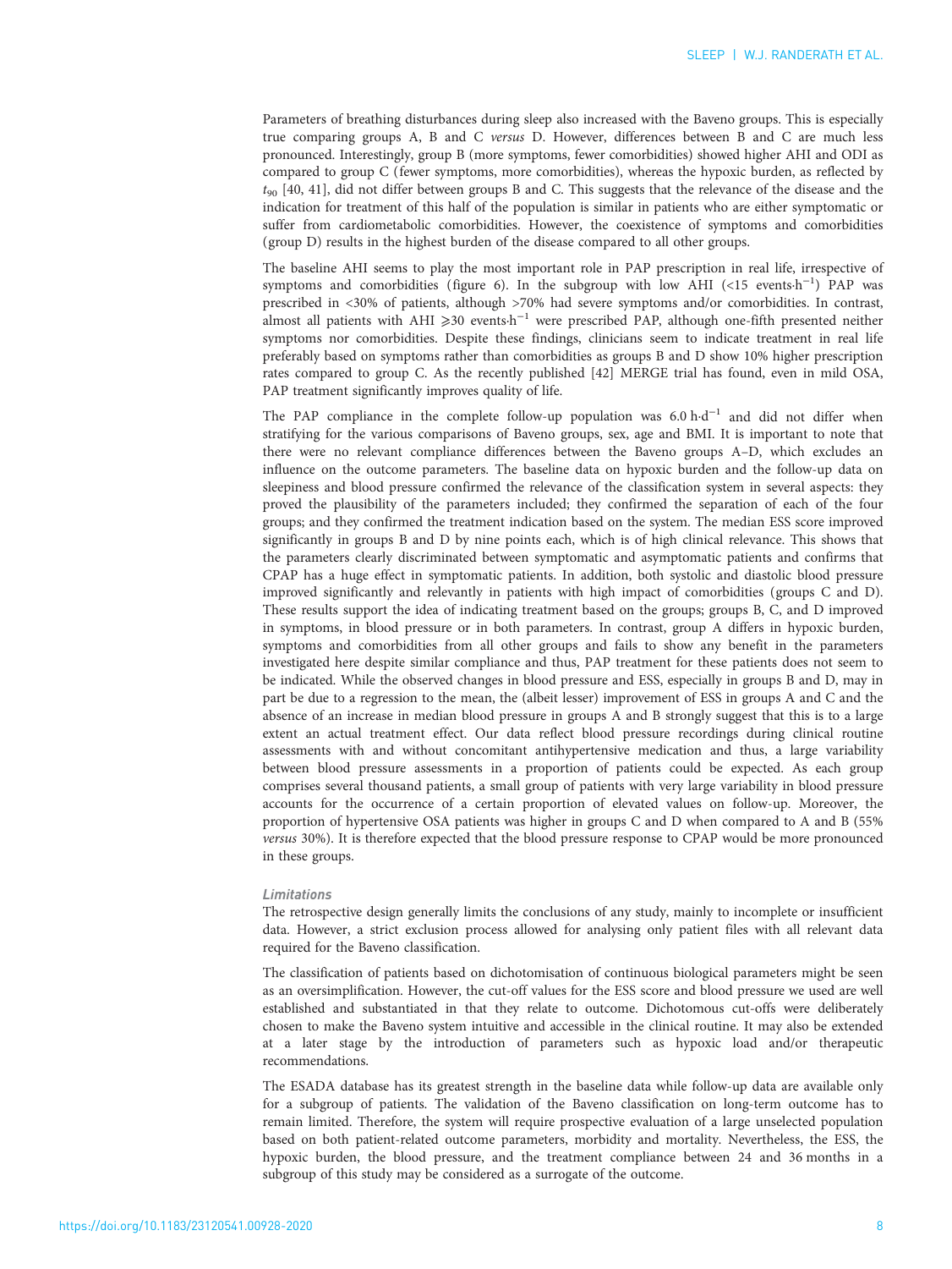Parameters of breathing disturbances during sleep also increased with the Baveno groups. This is especially true comparing groups A, B and C *versus* D. However, differences between B and C are much less pronounced. Interestingly, group B (more symptoms, fewer comorbidities) showed higher AHI and ODI as compared to group C (fewer symptoms, more comorbidities), whereas the hypoxic burden, as reflected by $t_{90}$ [40, 41], did not differ between groups B and C. This suggests that the relevance of the disease and the indication for treatment of this half of the population is similar in patients who are either symptomatic or suffer from cardiometabolic comorbidities. However, the coexistence of symptoms and comorbidities (group D) results in the highest burden of the disease compared to all other groups.

The baseline AHI seems to play the most important role in PAP prescription in real life, irrespective of symptoms and comorbidities (figure 6). In the subgroup with low AHI (<15 events·h$^{-1}$) PAP was prescribed in <30% of patients, although >70% had severe symptoms and/or comorbidities. In contrast, almost all patients with AHI ⩾30 events·h$^{-1}$ were prescribed PAP, although one-fifth presented neither symptoms nor comorbidities. Despite these findings, clinicians seem to indicate treatment in real life preferably based on symptoms rather than comorbidities as groups B and D show 10% higher prescription rates compared to group C. As the recently published [42] MERGE trial has found, even in mild OSA, PAP treatment significantly improves quality of life.

The PAP compliance in the complete follow-up population was 6.0 h·d$^{-1}$ and did not differ when stratifying for the various comparisons of Baveno groups, sex, age and BMI. It is important to note that there were no relevant compliance differences between the Baveno groups A–D, which excludes an influence on the outcome parameters. The baseline data on hypoxic burden and the follow-up data on sleepiness and blood pressure confirmed the relevance of the classification system in several aspects: they proved the plausibility of the parameters included; they confirmed the separation of each of the four groups; and they confirmed the treatment indication based on the system. The median ESS score improved significantly in groups B and D by nine points each, which is of high clinical relevance. This shows that the parameters clearly discriminated between symptomatic and asymptomatic patients and confirms that CPAP has a huge effect in symptomatic patients. In addition, both systolic and diastolic blood pressure improved significantly and relevantly in patients with high impact of comorbidities (groups C and D). These results support the idea of indicating treatment based on the groups; groups B, C, and D improved in symptoms, in blood pressure or in both parameters. In contrast, group A differs in hypoxic burden, symptoms and comorbidities from all other groups and fails to show any benefit in the parameters investigated here despite similar compliance and thus, PAP treatment for these patients does not seem to be indicated. While the observed changes in blood pressure and ESS, especially in groups B and D, may in part be due to a regression to the mean, the (albeit lesser) improvement of ESS in groups A and C and the absence of an increase in median blood pressure in groups A and B strongly suggest that this is to a large extent an actual treatment effect. Our data reflect blood pressure recordings during clinical routine assessments with and without concomitant antihypertensive medication and thus, a large variability between blood pressure assessments in a proportion of patients could be expected. As each group comprises several thousand patients, a small group of patients with very large variability in blood pressure accounts for the occurrence of a certain proportion of elevated values on follow-up. Moreover, the proportion of hypertensive OSA patients was higher in groups C and D when compared to A and B (55% *versus* 30%). It is therefore expected that the blood pressure response to CPAP would be more pronounced in these groups.

#### *Limitations*

The retrospective design generally limits the conclusions of any study, mainly to incomplete or insufficient data. However, a strict exclusion process allowed for analysing only patient files with all relevant data required for the Baveno classification.

The classification of patients based on dichotomisation of continuous biological parameters might be seen as an oversimplification. However, the cut-off values for the ESS score and blood pressure we used are well established and substantiated in that they relate to outcome. Dichotomous cut-offs were deliberately chosen to make the Baveno system intuitive and accessible in the clinical routine. It may also be extended at a later stage by the introduction of parameters such as hypoxic load and/or therapeutic recommendations.

The ESADA database has its greatest strength in the baseline data while follow-up data are available only for a subgroup of patients. The validation of the Baveno classification on long-term outcome has to remain limited. Therefore, the system will require prospective evaluation of a large unselected population based on both patient-related outcome parameters, morbidity and mortality. Nevertheless, the ESS, the hypoxic burden, the blood pressure, and the treatment compliance between 24 and 36 months in a subgroup of this study may be considered as a surrogate of the outcome.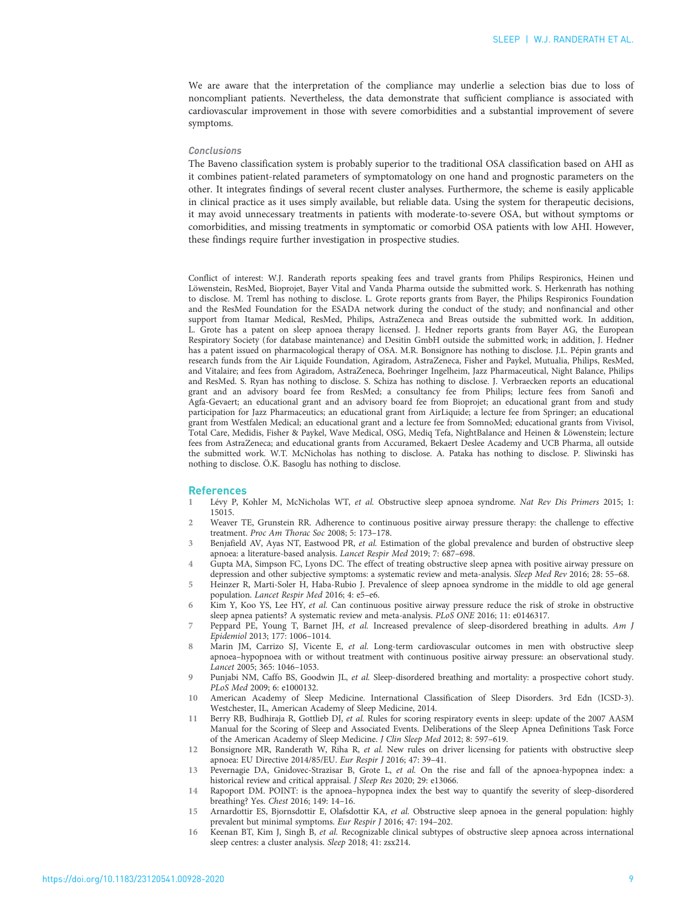We are aware that the interpretation of the compliance may underlie a selection bias due to loss of noncompliant patients. Nevertheless, the data demonstrate that sufficient compliance is associated with cardiovascular improvement in those with severe comorbidities and a substantial improvement of severe symptoms.

### Conclusions

The Baveno classification system is probably superior to the traditional OSA classification based on AHI as it combines patient-related parameters of symptomatology on one hand and prognostic parameters on the other. It integrates findings of several recent cluster analyses. Furthermore, the scheme is easily applicable in clinical practice as it uses simply available, but reliable data. Using the system for therapeutic decisions, it may avoid unnecessary treatments in patients with moderate-to-severe OSA, but without symptoms or comorbidities, and missing treatments in symptomatic or comorbid OSA patients with low AHI. However, these findings require further investigation in prospective studies.

Conflict of interest: W.J. Randerath reports speaking fees and travel grants from Philips Respironics, Heinen und Löwenstein, ResMed, Bioprojet, Bayer Vital and Vanda Pharma outside the submitted work. S. Herkenrath has nothing to disclose. M. Treml has nothing to disclose. L. Grote reports grants from Bayer, the Philips Respironics Foundation and the ResMed Foundation for the ESADA network during the conduct of the study; and nonfinancial and other support from Itamar Medical, ResMed, Philips, AstraZeneca and Breas outside the submitted work. In addition, L. Grote has a patent on sleep apnoea therapy licensed. J. Hedner reports grants from Bayer AG, the European Respiratory Society (for database maintenance) and Desitin GmbH outside the submitted work; in addition, J. Hedner has a patent issued on pharmacological therapy of OSA. M.R. Bonsignore has nothing to disclose. J.L. Pépin grants and research funds from the Air Liquide Foundation, Agiradom, AstraZeneca, Fisher and Paykel, Mutualia, Philips, ResMed, and Vitalaire; and fees from Agiradom, AstraZeneca, Boehringer Ingelheim, Jazz Pharmaceutical, Night Balance, Philips and ResMed. S. Ryan has nothing to disclose. S. Schiza has nothing to disclose. J. Verbraecken reports an educational grant and an advisory board fee from ResMed; a consultancy fee from Philips; lecture fees from Sanofi and Agfa-Gevaert; an educational grant and an advisory board fee from Bioprojet; an educational grant from and study participation for Jazz Pharmaceutics; an educational grant from AirLiquide; a lecture fee from Springer; an educational grant from Westfalen Medical; an educational grant and a lecture fee from SomnoMed; educational grants from Vivisol, Total Care, Medidis, Fisher & Paykel, Wave Medical, OSG, Mediq Tefa, NightBalance and Heinen & Löwenstein; lecture fees from AstraZeneca; and educational grants from Accuramed, Bekaert Deslee Academy and UCB Pharma, all outside the submitted work. W.T. McNicholas has nothing to disclose. A. Pataka has nothing to disclose. P. Sliwinski has nothing to disclose. Ö.K. Basoglu has nothing to disclose.

## References

1. Lévy P, Kohler M, McNicholas WT, *et al.* Obstructive sleep apnoea syndrome. *Nat Rev Dis Primers* 2015; 1: 15015.
2. Weaver TE, Grunstein RR. Adherence to continuous positive airway pressure therapy: the challenge to effective treatment. *Proc Am Thorac Soc* 2008; 5: 173–178.
3. Benjafield AV, Ayas NT, Eastwood PR, *et al.* Estimation of the global prevalence and burden of obstructive sleep apnoea: a literature-based analysis. *Lancet Respir Med* 2019; 7: 687–698.
4. Gupta MA, Simpson FC, Lyons DC. The effect of treating obstructive sleep apnea with positive airway pressure on depression and other subjective symptoms: a systematic review and meta-analysis. *Sleep Med Rev* 2016; 28: 55–68.
5. Heinzer R, Marti-Soler H, Haba-Rubio J. Prevalence of sleep apnoea syndrome in the middle to old age general population. *Lancet Respir Med* 2016; 4: e5–e6.
6. Kim Y, Koo YS, Lee HY, *et al.* Can continuous positive airway pressure reduce the risk of stroke in obstructive sleep apnea patients? A systematic review and meta-analysis. *PLoS ONE* 2016; 11: e0146317.
7. Peppard PE, Young T, Barnet JH, *et al.* Increased prevalence of sleep-disordered breathing in adults. *Am J Epidemiol* 2013; 177: 1006–1014.
8. Marin JM, Carrizo SJ, Vicente E, *et al.* Long-term cardiovascular outcomes in men with obstructive sleep apnoea–hypopnoea with or without treatment with continuous positive airway pressure: an observational study. *Lancet* 2005; 365: 1046–1053.
9. Punjabi NM, Caffo BS, Goodwin JL, *et al.* Sleep-disordered breathing and mortality: a prospective cohort study. *PLoS Med* 2009; 6: e1000132.
10. American Academy of Sleep Medicine. International Classification of Sleep Disorders. 3rd Edn (ICSD-3). Westchester, IL, American Academy of Sleep Medicine, 2014.
11. Berry RB, Budhiraja R, Gottlieb DJ, *et al.* Rules for scoring respiratory events in sleep: update of the 2007 AASM Manual for the Scoring of Sleep and Associated Events. Deliberations of the Sleep Apnea Definitions Task Force of the American Academy of Sleep Medicine. *J Clin Sleep Med* 2012; 8: 597–619.
12. Bonsignore MR, Randerath W, Riha R, *et al.* New rules on driver licensing for patients with obstructive sleep apnoea: EU Directive 2014/85/EU. *Eur Respir J* 2016; 47: 39–41.
13. Pevernagie DA, Gnidovec-Strazisar B, Grote L, *et al.* On the rise and fall of the apnoea-hypopnea index: a historical review and critical appraisal. *J Sleep Res* 2020; 29: e13066.
14. Rapoport DM. POINT: is the apnoea–hypopnea index the best way to quantify the severity of sleep-disordered breathing? Yes. *Chest* 2016; 149: 14–16.
15. Arnardottir ES, Bjornsdottir E, Olafsdottir KA, *et al.* Obstructive sleep apnoea in the general population: highly prevalent but minimal symptoms. *Eur Respir J* 2016; 47: 194–202.
16. Keenan BT, Kim J, Singh B, *et al.* Recognizable clinical subtypes of obstructive sleep apnoea across international sleep centres: a cluster analysis. *Sleep* 2018; 41: zsx214.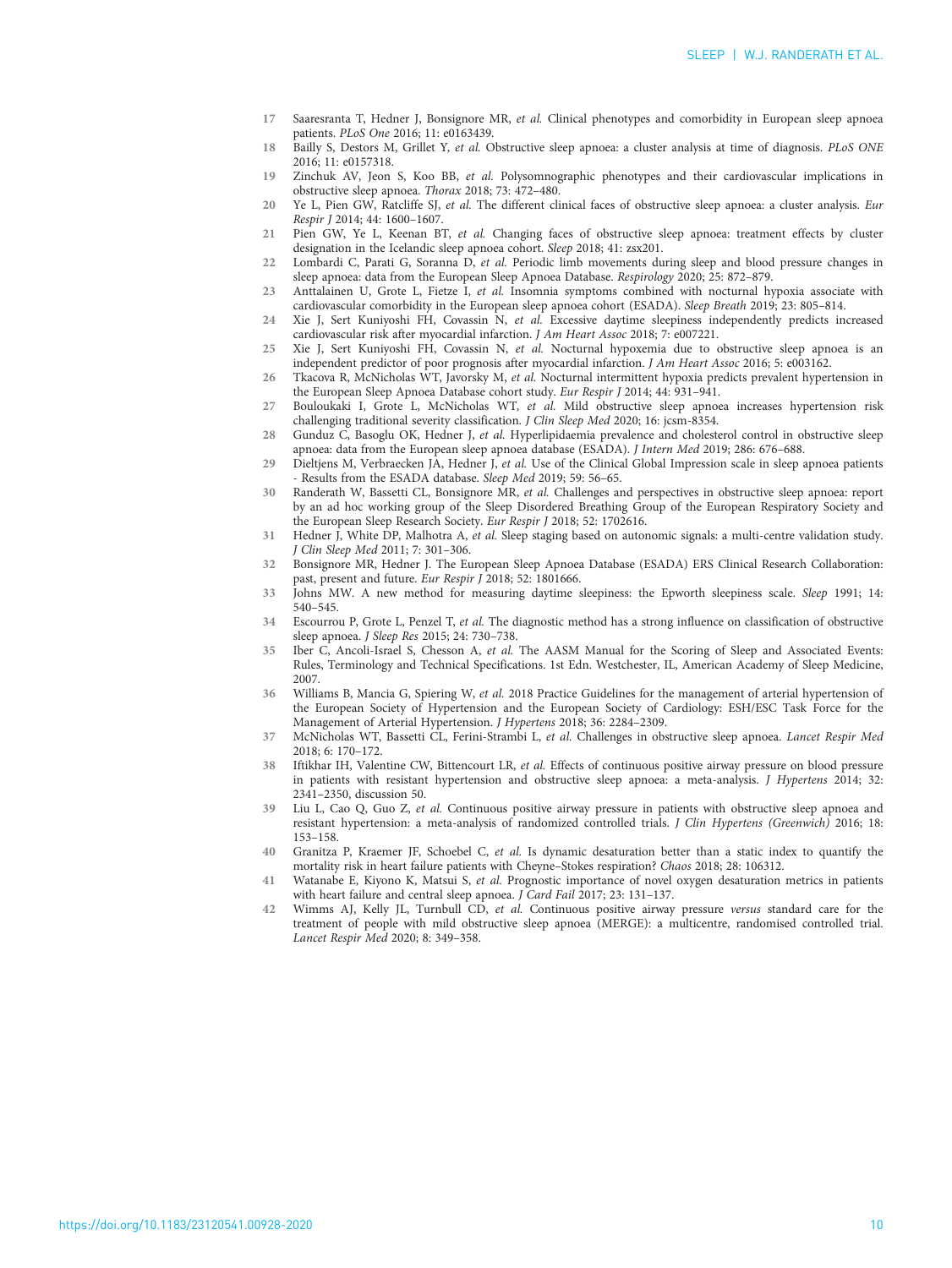17 Saaresranta T, Hedner J, Bonsignore MR, *et al.* Clinical phenotypes and comorbidity in European sleep apnoea patients. *PLoS One* 2016; 11: e0163439.

18 Bailly S, Destors M, Grillet Y, *et al.* Obstructive sleep apnoea: a cluster analysis at time of diagnosis. *PLoS ONE* 2016; 11: e0157318.

19 Zinchuk AV, Jeon S, Koo BB, *et al.* Polysomnographic phenotypes and their cardiovascular implications in obstructive sleep apnoea. *Thorax* 2018; 73: 472–480.

20 Ye L, Pien GW, Ratcliffe SJ, *et al.* The different clinical faces of obstructive sleep apnoea: a cluster analysis. *Eur Respir J* 2014; 44: 1600–1607.

21 Pien GW, Ye L, Keenan BT, *et al.* Changing faces of obstructive sleep apnoea: treatment effects by cluster designation in the Icelandic sleep apnoea cohort. *Sleep* 2018; 41: zsx201.

22 Lombardi C, Parati G, Soranna D, *et al.* Periodic limb movements during sleep and blood pressure changes in sleep apnoea: data from the European Sleep Apnoea Database. *Respirology* 2020; 25: 872–879.

23 Anttalainen U, Grote L, Fietze I, *et al.* Insomnia symptoms combined with nocturnal hypoxia associate with cardiovascular comorbidity in the European sleep apnoea cohort (ESADA). *Sleep Breath* 2019; 23: 805–814.

24 Xie J, Sert Kuniyoshi FH, Covassin N, *et al.* Excessive daytime sleepiness independently predicts increased cardiovascular risk after myocardial infarction. *J Am Heart Assoc* 2018; 7: e007221.

25 Xie J, Sert Kuniyoshi FH, Covassin N, *et al.* Nocturnal hypoxemia due to obstructive sleep apnoea is an independent predictor of poor prognosis after myocardial infarction. *J Am Heart Assoc* 2016; 5: e003162.

26 Tkacova R, McNicholas WT, Javorsky M, *et al.* Nocturnal intermittent hypoxia predicts prevalent hypertension in the European Sleep Apnoea Database cohort study. *Eur Respir J* 2014; 44: 931–941.

27 Bouloukaki I, Grote L, McNicholas WT, *et al.* Mild obstructive sleep apnoea increases hypertension risk challenging traditional severity classification. *J Clin Sleep Med* 2020; 16: jcsm-8354.

28 Gunduz C, Basoglu OK, Hedner J, *et al.* Hyperlipidaemia prevalence and cholesterol control in obstructive sleep apnoea: data from the European sleep apnoea database (ESADA). *J Intern Med* 2019; 286: 676–688.

29 Dieltjens M, Verbraecken JA, Hedner J, *et al.* Use of the Clinical Global Impression scale in sleep apnoea patients - Results from the ESADA database. *Sleep Med* 2019; 59: 56–65.

30 Randerath W, Bassetti CL, Bonsignore MR, *et al.* Challenges and perspectives in obstructive sleep apnoea: report by an ad hoc working group of the Sleep Disordered Breathing Group of the European Respiratory Society and the European Sleep Research Society. *Eur Respir J* 2018; 52: 1702616.

31 Hedner J, White DP, Malhotra A, *et al.* Sleep staging based on autonomic signals: a multi-centre validation study. *J Clin Sleep Med* 2011; 7: 301–306.

32 Bonsignore MR, Hedner J. The European Sleep Apnoea Database (ESADA) ERS Clinical Research Collaboration: past, present and future. *Eur Respir J* 2018; 52: 1801666.

33 Johns MW. A new method for measuring daytime sleepiness: the Epworth sleepiness scale. *Sleep* 1991; 14: 540–545.

34 Escourrou P, Grote L, Penzel T, *et al.* The diagnostic method has a strong influence on classification of obstructive sleep apnoea. *J Sleep Res* 2015; 24: 730–738.

35 Iber C, Ancoli-Israel S, Chesson A, *et al.* The AASM Manual for the Scoring of Sleep and Associated Events: Rules, Terminology and Technical Specifications. 1st Edn. Westchester, IL, American Academy of Sleep Medicine, 2007.

36 Williams B, Mancia G, Spiering W, *et al.* 2018 Practice Guidelines for the management of arterial hypertension of the European Society of Hypertension and the European Society of Cardiology: ESH/ESC Task Force for the Management of Arterial Hypertension. *J Hypertens* 2018; 36: 2284–2309.

37 McNicholas WT, Bassetti CL, Ferini-Strambi L, *et al.* Challenges in obstructive sleep apnoea. *Lancet Respir Med* 2018; 6: 170–172.

38 Iftikhar IH, Valentine CW, Bittencourt LR, *et al.* Effects of continuous positive airway pressure on blood pressure in patients with resistant hypertension and obstructive sleep apnoea: a meta-analysis. *J Hypertens* 2014; 32: 2341–2350, discussion 50.

39 Liu L, Cao Q, Guo Z, *et al.* Continuous positive airway pressure in patients with obstructive sleep apnoea and resistant hypertension: a meta-analysis of randomized controlled trials. *J Clin Hypertens (Greenwich)* 2016; 18: 153–158.

40 Granitza P, Kraemer JF, Schoebel C, *et al.* Is dynamic desaturation better than a static index to quantify the mortality risk in heart failure patients with Cheyne–Stokes respiration? *Chaos* 2018; 28: 106312.

41 Watanabe E, Kiyono K, Matsui S, *et al.* Prognostic importance of novel oxygen desaturation metrics in patients with heart failure and central sleep apnoea. *J Card Fail* 2017; 23: 131–137.

42 Wimms AJ, Kelly JL, Turnbull CD, *et al.* Continuous positive airway pressure *versus* standard care for the treatment of people with mild obstructive sleep apnoea (MERGE): a multicentre, randomised controlled trial. *Lancet Respir Med* 2020; 8: 349–358.